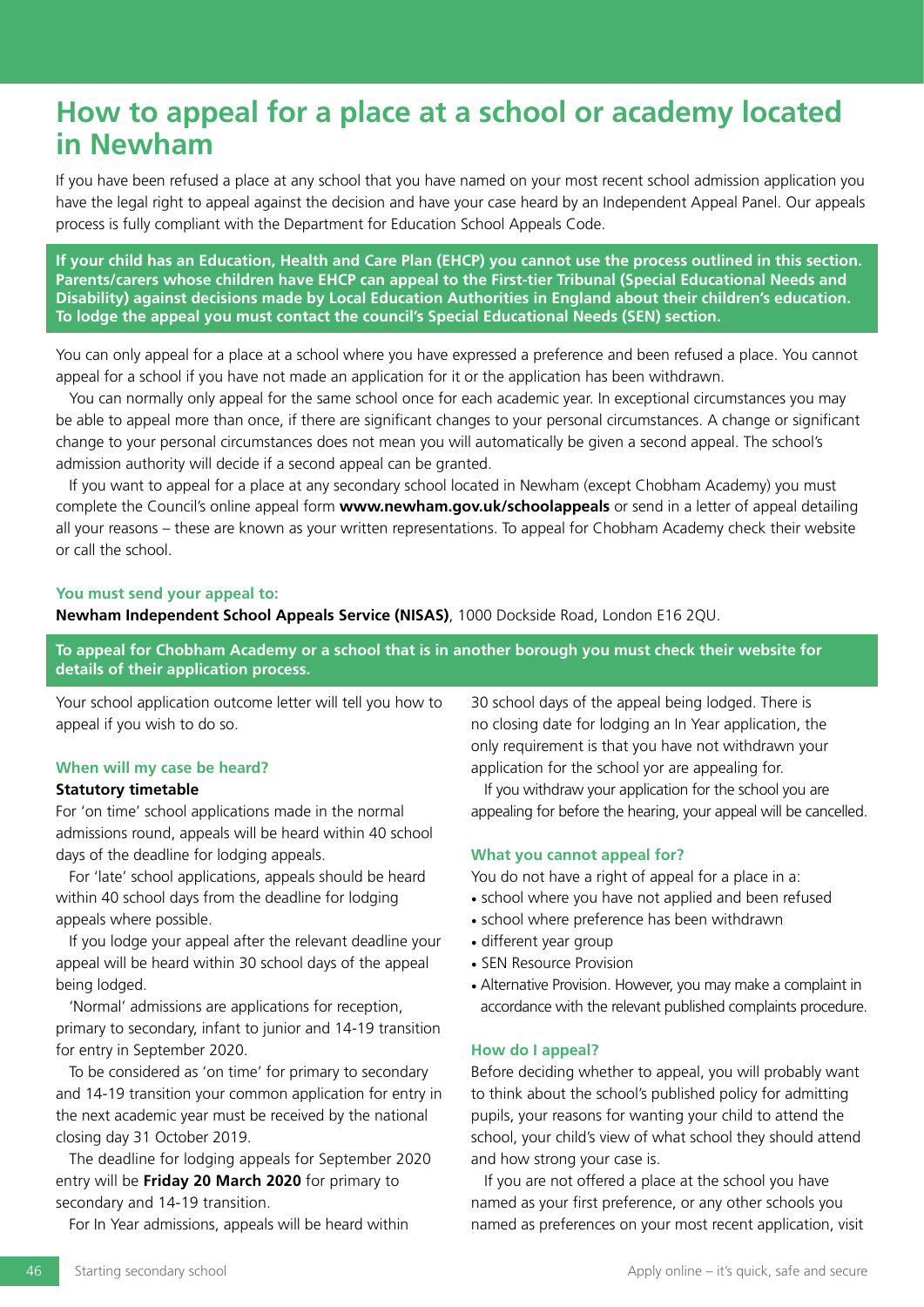# How to appeal for a place at a school or academy located in Newham

If you have been refused a place at any school that you have named on your most recent school admission application you have the legal right to appeal against the decision and have your case heard by an Independent Appeal Panel. Our appeals process is fully compliant with the Department for Education School Appeals Code.

**If your child has an Education, Health and Care Plan (EHCP) you cannot use the process outlined in this section. Parents/carers whose children have EHCP can appeal to the First-tier Tribunal (Special Educational Needs and Disability) against decisions made by Local Education Authorities in England about their children's education. To lodge the appeal you must contact the council's Special Educational Needs (SEN) section.**

You can only appeal for a place at a school where you have expressed a preference and been refused a place. You cannot appeal for a school if you have not made an application for it or the application has been withdrawn.

You can normally only appeal for the same school once for each academic year. In exceptional circumstances you may be able to appeal more than once, if there are significant changes to your personal circumstances. A change or significant change to your personal circumstances does not mean you will automatically be given a second appeal. The school's admission authority will decide if a second appeal can be granted.

If you want to appeal for a place at any secondary school located in Newham (except Chobham Academy) you must complete the Council's online appeal form **www.newham.gov.uk/schoolappeals** or send in a letter of appeal detailing all your reasons – these are known as your written representations. To appeal for Chobham Academy check their website or call the school.

**You must send your appeal to:**
**Newham Independent School Appeals Service (NISAS)**, 1000 Dockside Road, London E16 2QU.

**To appeal for Chobham Academy or a school that is in another borough you must check their website for details of their application process.**

Your school application outcome letter will tell you how to appeal if you wish to do so.

### When will my case be heard?

**Statutory timetable**

For 'on time' school applications made in the normal admissions round, appeals will be heard within 40 school days of the deadline for lodging appeals.

For 'late' school applications, appeals should be heard within 40 school days from the deadline for lodging appeals where possible.

If you lodge your appeal after the relevant deadline your appeal will be heard within 30 school days of the appeal being lodged.

'Normal' admissions are applications for reception, primary to secondary, infant to junior and 14-19 transition for entry in September 2020.

To be considered as 'on time' for primary to secondary and 14-19 transition your common application for entry in the next academic year must be received by the national closing day 31 October 2019.

The deadline for lodging appeals for September 2020 entry will be **Friday 20 March 2020** for primary to secondary and 14-19 transition.

For In Year admissions, appeals will be heard within 30 school days of the appeal being lodged. There is no closing date for lodging an In Year application, the only requirement is that you have not withdrawn your application for the school yor are appealing for.

If you withdraw your application for the school you are appealing for before the hearing, your appeal will be cancelled.

### What you cannot appeal for?

You do not have a right of appeal for a place in a:

- school where you have not applied and been refused
- school where preference has been withdrawn
- different year group
- SEN Resource Provision
- Alternative Provision. However, you may make a complaint in accordance with the relevant published complaints procedure.

### How do I appeal?

Before deciding whether to appeal, you will probably want to think about the school's published policy for admitting pupils, your reasons for wanting your child to attend the school, your child's view of what school they should attend and how strong your case is.

If you are not offered a place at the school you have named as your first preference, or any other schools you named as preferences on your most recent application, visit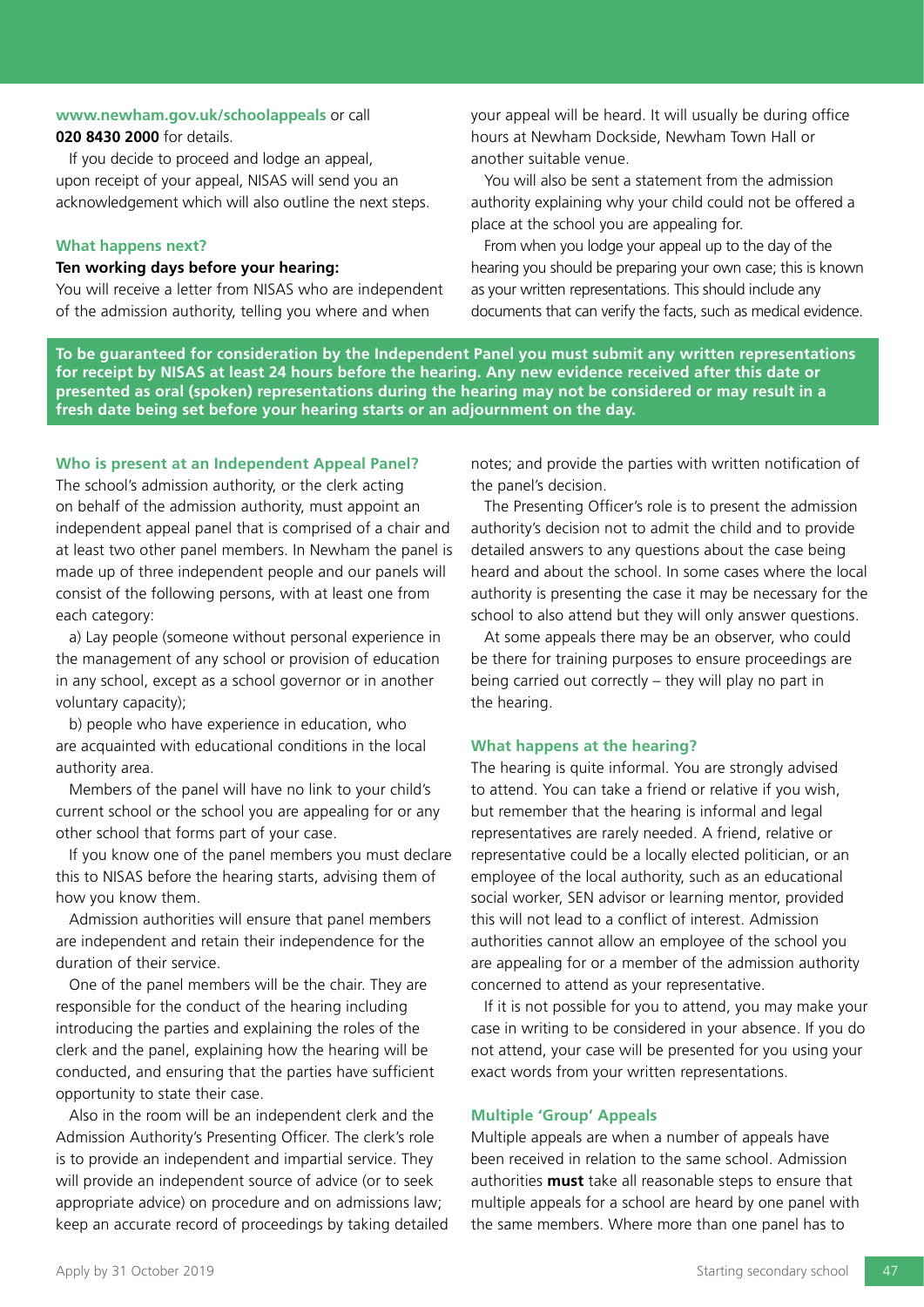**www.newham.gov.uk/schoolappeals** or call **020 8430 2000** for details.

If you decide to proceed and lodge an appeal, upon receipt of your appeal, NISAS will send you an acknowledgement which will also outline the next steps.

### What happens next?

**Ten working days before your hearing:**

You will receive a letter from NISAS who are independent of the admission authority, telling you where and when your appeal will be heard. It will usually be during office hours at Newham Dockside, Newham Town Hall or another suitable venue.

You will also be sent a statement from the admission authority explaining why your child could not be offered a place at the school you are appealing for.

From when you lodge your appeal up to the day of the hearing you should be preparing your own case; this is known as your written representations. This should include any documents that can verify the facts, such as medical evidence.

**To be guaranteed for consideration by the Independent Panel you must submit any written representations for receipt by NISAS at least 24 hours before the hearing. Any new evidence received after this date or presented as oral (spoken) representations during the hearing may not be considered or may result in a fresh date being set before your hearing starts or an adjournment on the day.**

### Who is present at an Independent Appeal Panel?

The school's admission authority, or the clerk acting on behalf of the admission authority, must appoint an independent appeal panel that is comprised of a chair and at least two other panel members. In Newham the panel is made up of three independent people and our panels will consist of the following persons, with at least one from each category:

a) Lay people (someone without personal experience in the management of any school or provision of education in any school, except as a school governor or in another voluntary capacity);

b) people who have experience in education, who are acquainted with educational conditions in the local authority area.

Members of the panel will have no link to your child's current school or the school you are appealing for or any other school that forms part of your case.

If you know one of the panel members you must declare this to NISAS before the hearing starts, advising them of how you know them.

Admission authorities will ensure that panel members are independent and retain their independence for the duration of their service.

One of the panel members will be the chair. They are responsible for the conduct of the hearing including introducing the parties and explaining the roles of the clerk and the panel, explaining how the hearing will be conducted, and ensuring that the parties have sufficient opportunity to state their case.

Also in the room will be an independent clerk and the Admission Authority's Presenting Officer. The clerk's role is to provide an independent and impartial service. They will provide an independent source of advice (or to seek appropriate advice) on procedure and on admissions law; keep an accurate record of proceedings by taking detailed notes; and provide the parties with written notification of the panel's decision.

The Presenting Officer's role is to present the admission authority's decision not to admit the child and to provide detailed answers to any questions about the case being heard and about the school. In some cases where the local authority is presenting the case it may be necessary for the school to also attend but they will only answer questions.

At some appeals there may be an observer, who could be there for training purposes to ensure proceedings are being carried out correctly – they will play no part in the hearing.

### What happens at the hearing?

The hearing is quite informal. You are strongly advised to attend. You can take a friend or relative if you wish, but remember that the hearing is informal and legal representatives are rarely needed. A friend, relative or representative could be a locally elected politician, or an employee of the local authority, such as an educational social worker, SEN advisor or learning mentor, provided this will not lead to a conflict of interest. Admission authorities cannot allow an employee of the school you are appealing for or a member of the admission authority concerned to attend as your representative.

If it is not possible for you to attend, you may make your case in writing to be considered in your absence. If you do not attend, your case will be presented for you using your exact words from your written representations.

### Multiple 'Group' Appeals

Multiple appeals are when a number of appeals have been received in relation to the same school. Admission authorities **must** take all reasonable steps to ensure that multiple appeals for a school are heard by one panel with the same members. Where more than one panel has to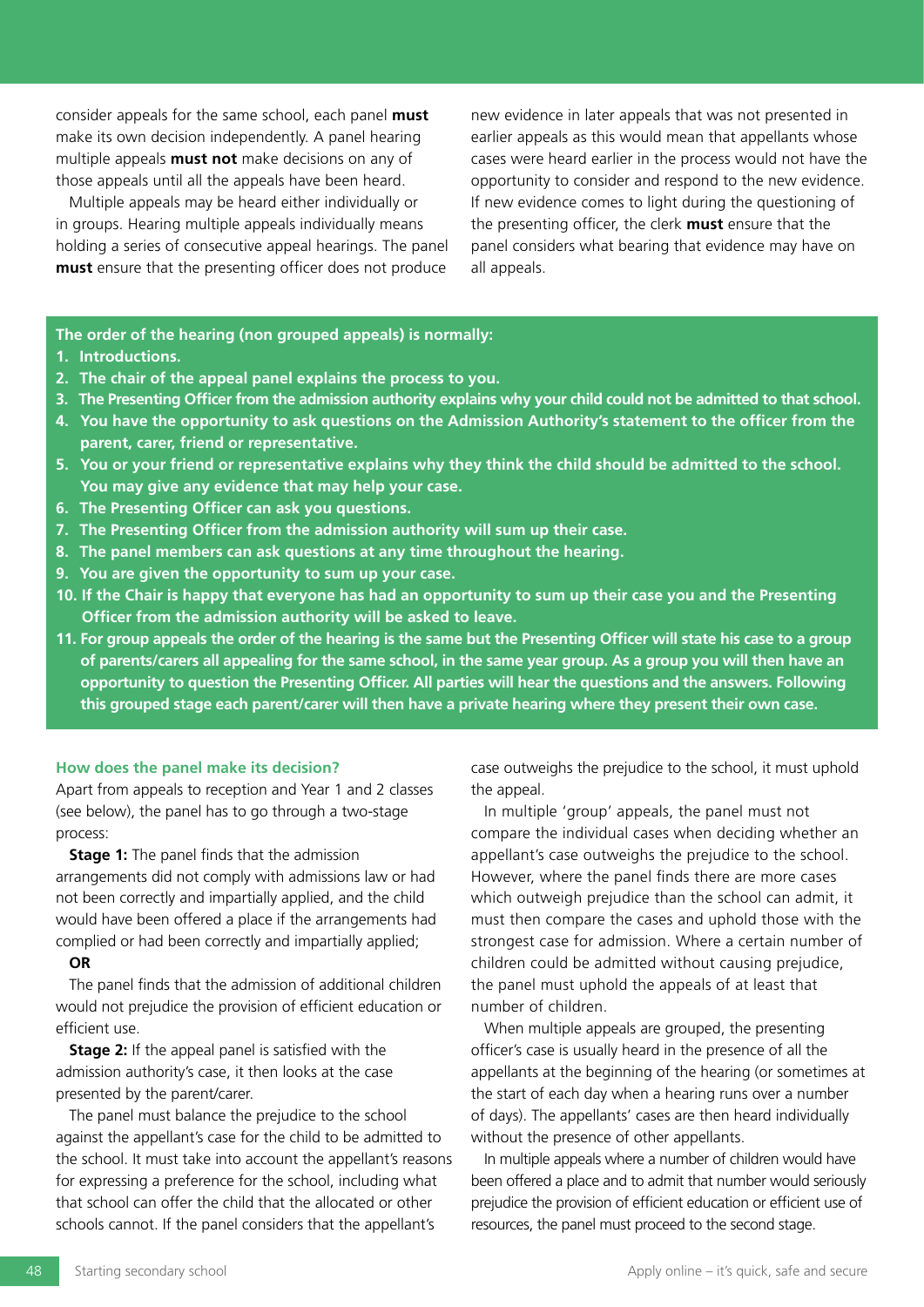consider appeals for the same school, each panel **must** make its own decision independently. A panel hearing multiple appeals **must not** make decisions on any of those appeals until all the appeals have been heard.

Multiple appeals may be heard either individually or in groups. Hearing multiple appeals individually means holding a series of consecutive appeal hearings. The panel **must** ensure that the presenting officer does not produce new evidence in later appeals that was not presented in earlier appeals as this would mean that appellants whose cases were heard earlier in the process would not have the opportunity to consider and respond to the new evidence. If new evidence comes to light during the questioning of the presenting officer, the clerk **must** ensure that the panel considers what bearing that evidence may have on all appeals.

**The order of the hearing (non grouped appeals) is normally:**

1. **Introductions.**
2. **The chair of the appeal panel explains the process to you.**
3. **The Presenting Officer from the admission authority explains why your child could not be admitted to that school.**
4. **You have the opportunity to ask questions on the Admission Authority's statement to the officer from the parent, carer, friend or representative.**
5. **You or your friend or representative explains why they think the child should be admitted to the school. You may give any evidence that may help your case.**
6. **The Presenting Officer can ask you questions.**
7. **The Presenting Officer from the admission authority will sum up their case.**
8. **The panel members can ask questions at any time throughout the hearing.**
9. **You are given the opportunity to sum up your case.**
10. **If the Chair is happy that everyone has had an opportunity to sum up their case you and the Presenting Officer from the admission authority will be asked to leave.**
11. **For group appeals the order of the hearing is the same but the Presenting Officer will state his case to a group of parents/carers all appealing for the same school, in the same year group. As a group you will then have an opportunity to question the Presenting Officer. All parties will hear the questions and the answers. Following this grouped stage each parent/carer will then have a private hearing where they present their own case.**

### How does the panel make its decision?

Apart from appeals to reception and Year 1 and 2 classes (see below), the panel has to go through a two-stage process:

**Stage 1:** The panel finds that the admission arrangements did not comply with admissions law or had not been correctly and impartially applied, and the child would have been offered a place if the arrangements had complied or had been correctly and impartially applied;

**OR**

The panel finds that the admission of additional children would not prejudice the provision of efficient education or efficient use.

**Stage 2:** If the appeal panel is satisfied with the admission authority's case, it then looks at the case presented by the parent/carer.

The panel must balance the prejudice to the school against the appellant's case for the child to be admitted to the school. It must take into account the appellant's reasons for expressing a preference for the school, including what that school can offer the child that the allocated or other schools cannot. If the panel considers that the appellant's case outweighs the prejudice to the school, it must uphold the appeal.

In multiple 'group' appeals, the panel must not compare the individual cases when deciding whether an appellant's case outweighs the prejudice to the school. However, where the panel finds there are more cases which outweigh prejudice than the school can admit, it must then compare the cases and uphold those with the strongest case for admission. Where a certain number of children could be admitted without causing prejudice, the panel must uphold the appeals of at least that number of children.

When multiple appeals are grouped, the presenting officer's case is usually heard in the presence of all the appellants at the beginning of the hearing (or sometimes at the start of each day when a hearing runs over a number of days). The appellants' cases are then heard individually without the presence of other appellants.

In multiple appeals where a number of children would have been offered a place and to admit that number would seriously prejudice the provision of efficient education or efficient use of resources, the panel must proceed to the second stage.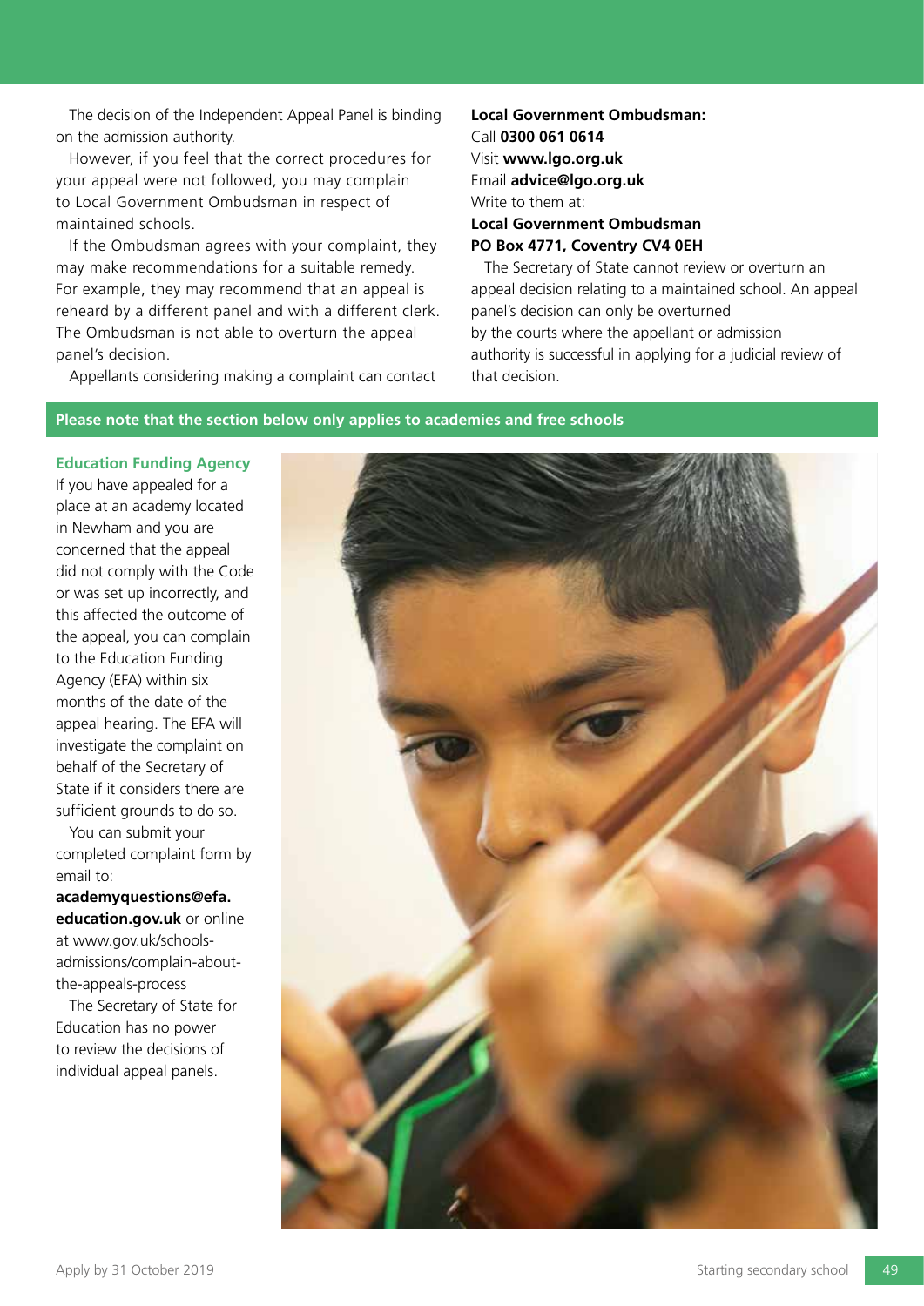The decision of the Independent Appeal Panel is binding on the admission authority.

However, if you feel that the correct procedures for your appeal were not followed, you may complain to Local Government Ombudsman in respect of maintained schools.

If the Ombudsman agrees with your complaint, they may make recommendations for a suitable remedy. For example, they may recommend that an appeal is reheard by a different panel and with a different clerk. The Ombudsman is not able to overturn the appeal panel's decision.

Appellants considering making a complaint can contact

**Local Government Ombudsman:**
Call **0300 061 0614**
Visit **www.lgo.org.uk**
Email **advice@lgo.org.uk**
Write to them at:
**Local Government Ombudsman**
**PO Box 4771, Coventry CV4 0EH**

The Secretary of State cannot review or overturn an appeal decision relating to a maintained school. An appeal panel's decision can only be overturned by the courts where the appellant or admission authority is successful in applying for a judicial review of that decision.

**Please note that the section below only applies to academies and free schools**

### Education Funding Agency

If you have appealed for a place at an academy located in Newham and you are concerned that the appeal did not comply with the Code or was set up incorrectly, and this affected the outcome of the appeal, you can complain to the Education Funding Agency (EFA) within six months of the date of the appeal hearing. The EFA will investigate the complaint on behalf of the Secretary of State if it considers there are sufficient grounds to do so.

You can submit your completed complaint form by email to: **academyquestions@efa.education.gov.uk** or online at www.gov.uk/schools-admissions/complain-about-the-appeals-process

The Secretary of State for Education has no power to review the decisions of individual appeal panels.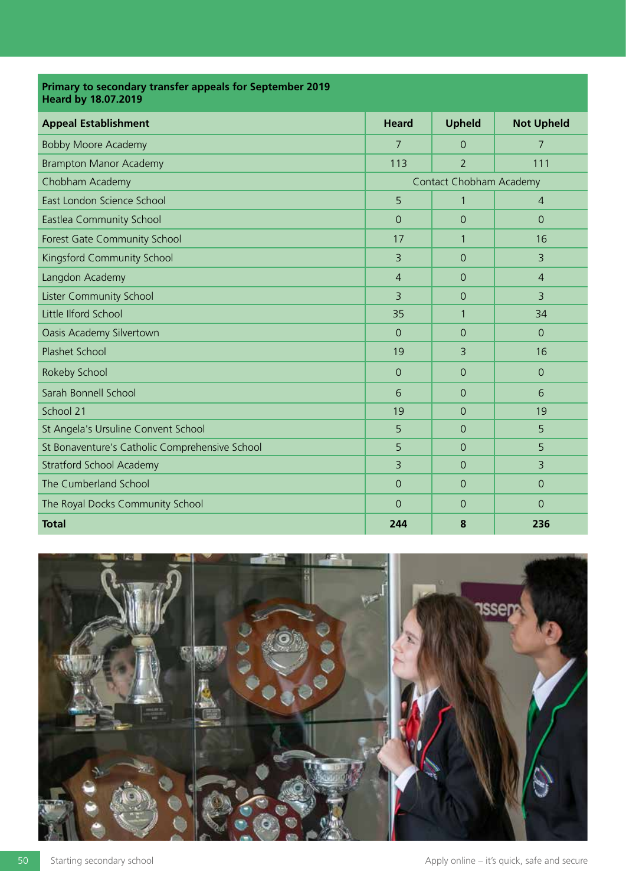**Primary to secondary transfer appeals for September 2019**
**Heard by 18.07.2019**

| Appeal Establishment | Heard | Upheld | Not Upheld |
|---|---|---|---|
| Bobby Moore Academy | 7 | 0 | 7 |
| Brampton Manor Academy | 113 | 2 | 111 |
| Chobham Academy | Contact Chobham Academy | | |
| East London Science School | 5 | 1 | 4 |
| Eastlea Community School | 0 | 0 | 0 |
| Forest Gate Community School | 17 | 1 | 16 |
| Kingsford Community School | 3 | 0 | 3 |
| Langdon Academy | 4 | 0 | 4 |
| Lister Community School | 3 | 0 | 3 |
| Little Ilford School | 35 | 1 | 34 |
| Oasis Academy Silvertown | 0 | 0 | 0 |
| Plashet School | 19 | 3 | 16 |
| Rokeby School | 0 | 0 | 0 |
| Sarah Bonnell School | 6 | 0 | 6 |
| School 21 | 19 | 0 | 19 |
| St Angela's Ursuline Convent School | 5 | 0 | 5 |
| St Bonaventure's Catholic Comprehensive School | 5 | 0 | 5 |
| Stratford School Academy | 3 | 0 | 3 |
| The Cumberland School | 0 | 0 | 0 |
| The Royal Docks Community School | 0 | 0 | 0 |
| **Total** | **244** | **8** | **236** |